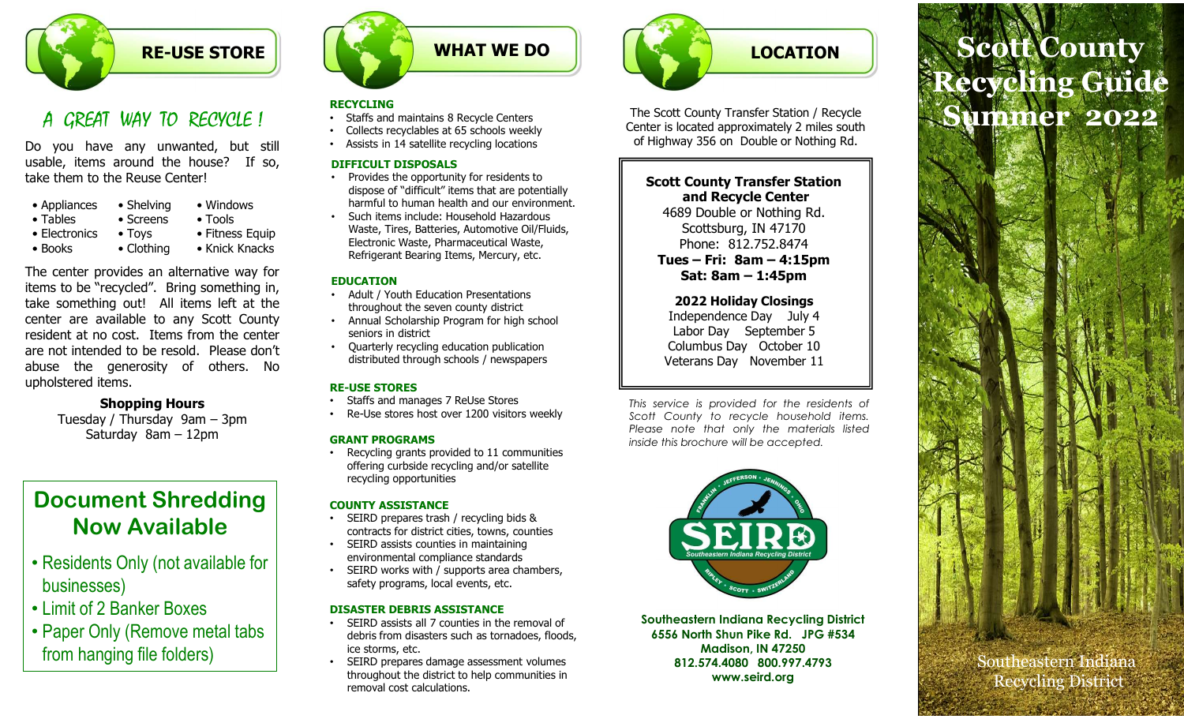## RE-USE STORE

### A GREAT WAY TO RECYCLE !

Do you have any unwanted, but still usable, items around the house? If so, take them to the Reuse Center!

- Appliances
- Tables
- Electronics
- Books
- Shelving
- Screens
- Toys
- Clothing
- Windows
- Tools
- Fitness Equip
- Knick Knacks

The center provides an alternative way for items to be "recycled". Bring something in, take something out! All items left at the center are available to any Scott County resident at no cost. Items from the center are not intended to be resold. Please don't abuse the generosity of others. No upholstered items.

**Shopping Hours**
Tuesday / Thursday 9am – 3pm
Saturday 8am – 12pm

## Document Shredding Now Available

- Residents Only (not available for businesses)
- Limit of 2 Banker Boxes
- Paper Only (Remove metal tabs from hanging file folders)

## WHAT WE DO

**RECYCLING**

- Staffs and maintains 8 Recycle Centers
- Collects recyclables at 65 schools weekly
- Assists in 14 satellite recycling locations

**DIFFICULT DISPOSALS**

- Provides the opportunity for residents to dispose of "difficult" items that are potentially harmful to human health and our environment.
- Such items include: Household Hazardous Waste, Tires, Batteries, Automotive Oil/Fluids, Electronic Waste, Pharmaceutical Waste, Refrigerant Bearing Items, Mercury, etc.

**EDUCATION**

- Adult / Youth Education Presentations throughout the seven county district
- Annual Scholarship Program for high school seniors in district
- Quarterly recycling education publication distributed through schools / newspapers

**RE-USE STORES**

- Staffs and manages 7 ReUse Stores
- Re-Use stores host over 1200 visitors weekly

**GRANT PROGRAMS**

- Recycling grants provided to 11 communities offering curbside recycling and/or satellite recycling opportunities

**COUNTY ASSISTANCE**

- SEIRD prepares trash / recycling bids & contracts for district cities, towns, counties
- SEIRD assists counties in maintaining environmental compliance standards
- SEIRD works with / supports area chambers, safety programs, local events, etc.

**DISASTER DEBRIS ASSISTANCE**

- SEIRD assists all 7 counties in the removal of debris from disasters such as tornadoes, floods, ice storms, etc.
- SEIRD prepares damage assessment volumes throughout the district to help communities in removal cost calculations.

## LOCATION

The Scott County Transfer Station / Recycle Center is located approximately 2 miles south of Highway 356 on Double or Nothing Rd.

**Scott County Transfer Station and Recycle Center**
4689 Double or Nothing Rd.
Scottsburg, IN 47170
Phone: 812.752.8474
**Tues – Fri: 8am – 4:15pm**
**Sat: 8am – 1:45pm**

**2022 Holiday Closings**
Independence Day July 4
Labor Day September 5
Columbus Day October 10
Veterans Day November 11

*This service is provided for the residents of Scott County to recycle household items. Please note that only the materials listed inside this brochure will be accepted.*

**Southeastern Indiana Recycling District**
**6556 North Shun Pike Rd. JPG #534**
**Madison, IN 47250**
**812.574.4080 800.997.4793**
**www.seird.org**

# Scott County Recycling Guide Summer 2022

Southeastern Indiana Recycling District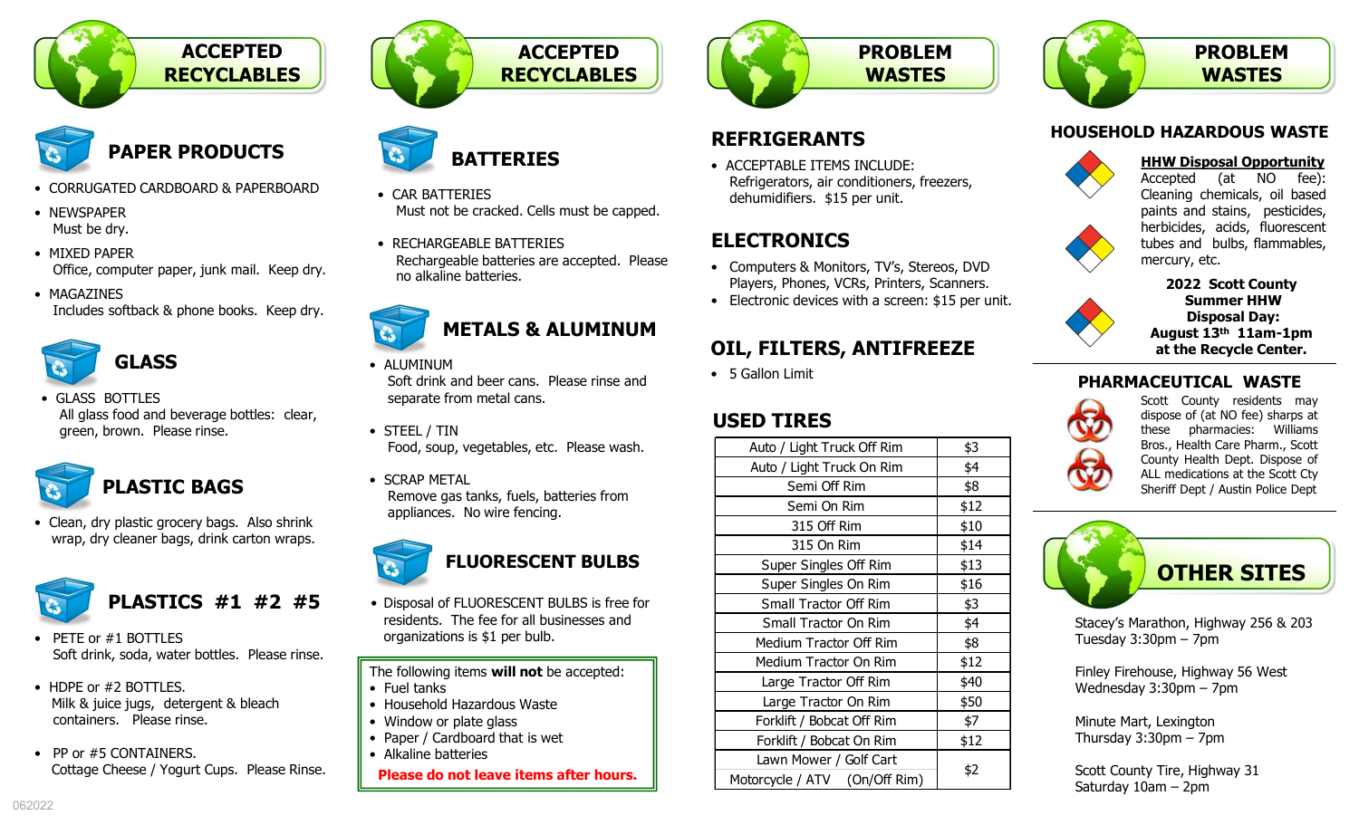# ACCEPTED RECYCLABLES

## PAPER PRODUCTS

- CORRUGATED CARDBOARD & PAPERBOARD
- NEWSPAPER
  Must be dry.
- MIXED PAPER
  Office, computer paper, junk mail. Keep dry.
- MAGAZINES
  Includes softback & phone books. Keep dry.

## GLASS

- GLASS BOTTLES
  All glass food and beverage bottles: clear, green, brown. Please rinse.

## PLASTIC BAGS

- Clean, dry plastic grocery bags. Also shrink wrap, dry cleaner bags, drink carton wraps.

## PLASTICS #1 #2 #5

- PETE or #1 BOTTLES
  Soft drink, soda, water bottles. Please rinse.
- HDPE or #2 BOTTLES.
  Milk & juice jugs, detergent & bleach containers. Please rinse.
- PP or #5 CONTAINERS.
  Cottage Cheese / Yogurt Cups. Please Rinse.

# ACCEPTED RECYCLABLES

## BATTERIES

- CAR BATTERIES
  Must not be cracked. Cells must be capped.
- RECHARGEABLE BATTERIES
  Rechargeable batteries are accepted. Please no alkaline batteries.

## METALS & ALUMINUM

- ALUMINUM
  Soft drink and beer cans. Please rinse and separate from metal cans.
- STEEL / TIN
  Food, soup, vegetables, etc. Please wash.
- SCRAP METAL
  Remove gas tanks, fuels, batteries from appliances. No wire fencing.

## FLUORESCENT BULBS

- Disposal of FLUORESCENT BULBS is free for residents. The fee for all businesses and organizations is $1 per bulb.

The following items **will not** be accepted:
- Fuel tanks
- Household Hazardous Waste
- Window or plate glass
- Paper / Cardboard that is wet
- Alkaline batteries

**Please do not leave items after hours.**

# PROBLEM WASTES

## REFRIGERANTS

- ACCEPTABLE ITEMS INCLUDE:
  Refrigerators, air conditioners, freezers, dehumidifiers. $15 per unit.

## ELECTRONICS

- Computers & Monitors, TV's, Stereos, DVD Players, Phones, VCRs, Printers, Scanners.
- Electronic devices with a screen: $15 per unit.

## OIL, FILTERS, ANTIFREEZE

- 5 Gallon Limit

## USED TIRES

| | |
|---|---|
| Auto / Light Truck Off Rim | $3 |
| Auto / Light Truck On Rim | $4 |
| Semi Off Rim | $8 |
| Semi On Rim | $12 |
| 315 Off Rim | $10 |
| 315 On Rim | $14 |
| Super Singles Off Rim | $13 |
| Super Singles On Rim | $16 |
| Small Tractor Off Rim | $3 |
| Small Tractor On Rim | $4 |
| Medium Tractor Off Rim | $8 |
| Medium Tractor On Rim | $12 |
| Large Tractor Off Rim | $40 |
| Large Tractor On Rim | $50 |
| Forklift / Bobcat Off Rim | $7 |
| Forklift / Bobcat On Rim | $12 |
| Lawn Mower / Golf Cart<br>Motorcycle / ATV (On/Off Rim) | $2 |

# PROBLEM WASTES

## HOUSEHOLD HAZARDOUS WASTE

**HHW Disposal Opportunity**
Accepted (at NO fee): Cleaning chemicals, oil based paints and stains, pesticides, herbicides, acids, fluorescent tubes and bulbs, flammables, mercury, etc.

**2022 Scott County Summer HHW Disposal Day: August 13th 11am-1pm at the Recycle Center.**

## PHARMACEUTICAL WASTE

Scott County residents may dispose of (at NO fee) sharps at these pharmacies: Williams Bros., Health Care Pharm., Scott County Health Dept. Dispose of ALL medications at the Scott Cty Sheriff Dept / Austin Police Dept

# OTHER SITES

Stacey's Marathon, Highway 256 & 203
Tuesday 3:30pm – 7pm

Finley Firehouse, Highway 56 West
Wednesday 3:30pm – 7pm

Minute Mart, Lexington
Thursday 3:30pm – 7pm

Scott County Tire, Highway 31
Saturday 10am – 2pm

062022